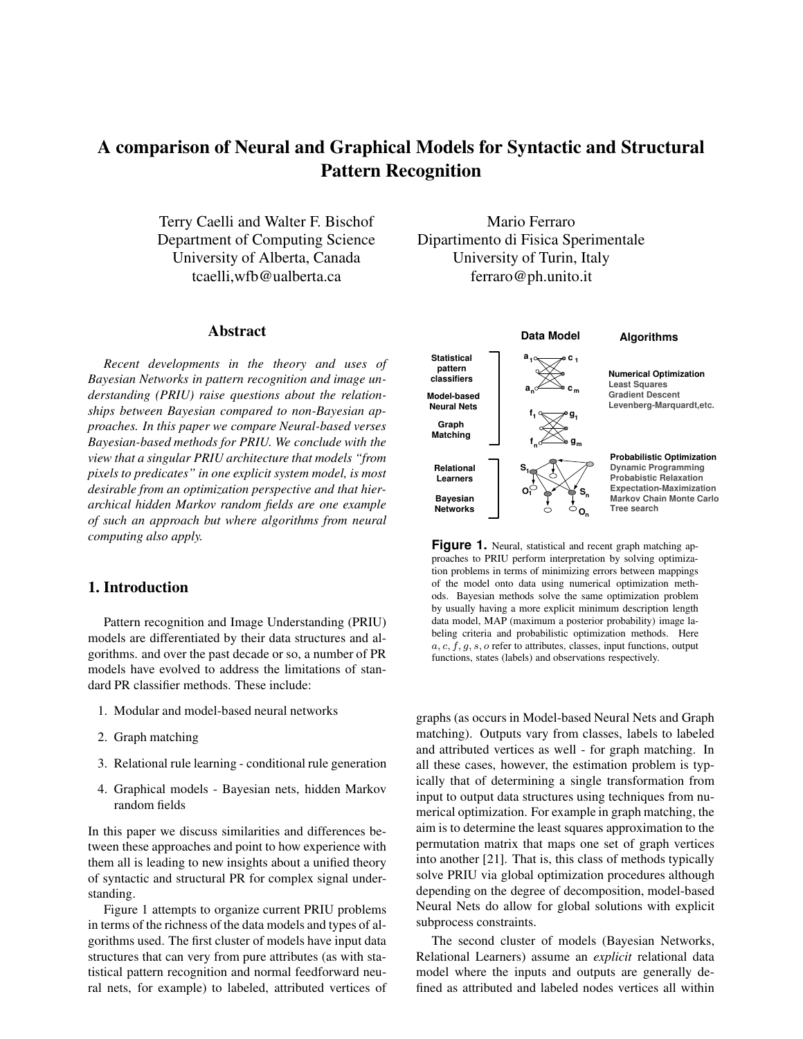# A comparison of Neural and Graphical Models for Syntactic and Structural Pattern Recognition

Terry Caelli and Walter F. Bischof
Department of Computing Science
University of Alberta, Canada
tcaelli,wfb@ualberta.ca

Mario Ferraro
Dipartimento di Fisica Sperimentale
University of Turin, Italy
ferraro@ph.unito.it

## Abstract

*Recent developments in the theory and uses of Bayesian Networks in pattern recognition and image understanding (PRIU) raise questions about the relationships between Bayesian compared to non-Bayesian approaches. In this paper we compare Neural-based verses Bayesian-based methods for PRIU. We conclude with the view that a singular PRIU architecture that models "from pixels to predicates" in one explicit system model, is most desirable from an optimization perspective and that hierarchical hidden Markov random fields are one example of such an approach but where algorithms from neural computing also apply.*

## 1. Introduction

Pattern recognition and Image Understanding (PRIU) models are differentiated by their data structures and algorithms. and over the past decade or so, a number of PR models have evolved to address the limitations of standard PR classifier methods. These include:

1. Modular and model-based neural networks
2. Graph matching
3. Relational rule learning - conditional rule generation
4. Graphical models - Bayesian nets, hidden Markov random fields

In this paper we discuss similarities and differences between these approaches and point to how experience with them all is leading to new insights about a unified theory of syntactic and structural PR for complex signal understanding.

Figure 1 attempts to organize current PRIU problems in terms of the richness of the data models and types of algorithms used. The first cluster of models have input data structures that can very from pure attributes (as with statistical pattern recognition and normal feedforward neural nets, for example) to labeled, attributed vertices of graphs (as occurs in Model-based Neural Nets and Graph matching). Outputs vary from classes, labels to labeled and attributed vertices as well - for graph matching. In all these cases, however, the estimation problem is typically that of determining a single transformation from input to output data structures using techniques from numerical optimization. For example in graph matching, the aim is to determine the least squares approximation to the permutation matrix that maps one set of graph vertices into another [21]. That is, this class of methods typically solve PRIU via global optimization procedures although depending on the degree of decomposition, model-based Neural Nets do allow for global solutions with explicit subprocess constraints.

| | Data Model | Algorithms |
|---|---|---|
| Statistical pattern classifiers; Model-based Neural Nets; Graph Matching | $a_1 \ldots a_n$ → $c_1 \ldots c_m$; $f_1 \ldots f_n$ → $g_1 \ldots g_m$ | **Numerical Optimization**: Least Squares, Gradient Descent, Levenberg-Marquardt,etc. |
| Relational Learners; Bayesian Networks | $S_1 \ldots S_n$, $O_1 \ldots O_n$ | **Probabilistic Optimization**: Dynamic Programming, Probabistic Relaxation, Expectation-Maximization, Markov Chain Monte Carlo, Tree search |

**Figure 1.** Neural, statistical and recent graph matching approaches to PRIU perform interpretation by solving optimization problems in terms of minimizing errors between mappings of the model onto data using numerical optimization methods. Bayesian methods solve the same optimization problem by usually having a more explicit minimum description length data model, MAP (maximum a posterior probability) image labeling criteria and probabilistic optimization methods. Here $a, c, f, g, s, o$ refer to attributes, classes, input functions, output functions, states (labels) and observations respectively.

The second cluster of models (Bayesian Networks, Relational Learners) assume an *explicit* relational data model where the inputs and outputs are generally defined as attributed and labeled nodes vertices all within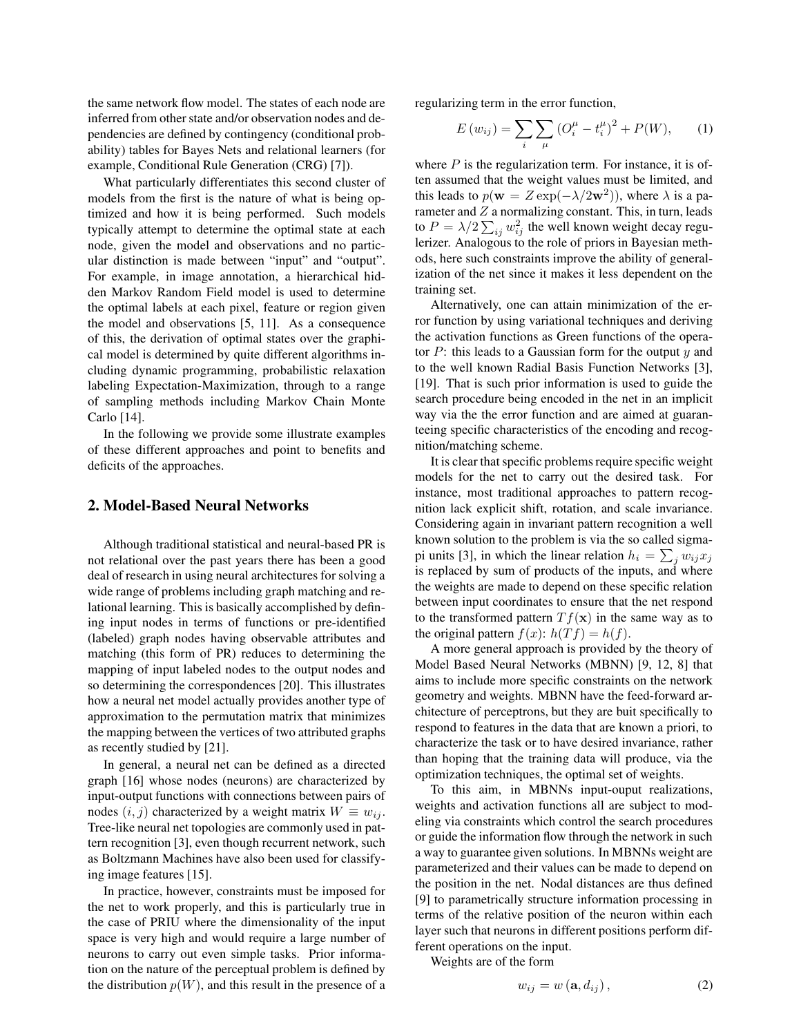the same network flow model. The states of each node are inferred from other state and/or observation nodes and dependencies are defined by contingency (conditional probability) tables for Bayes Nets and relational learners (for example, Conditional Rule Generation (CRG) [7]).

What particularly differentiates this second cluster of models from the first is the nature of what is being optimized and how it is being performed. Such models typically attempt to determine the optimal state at each node, given the model and observations and no particular distinction is made between "input" and "output". For example, in image annotation, a hierarchical hidden Markov Random Field model is used to determine the optimal labels at each pixel, feature or region given the model and observations [5, 11]. As a consequence of this, the derivation of optimal states over the graphical model is determined by quite different algorithms including dynamic programming, probabilistic relaxation labeling Expectation-Maximization, through to a range of sampling methods including Markov Chain Monte Carlo [14].

In the following we provide some illustrate examples of these different approaches and point to benefits and deficits of the approaches.

## 2. Model-Based Neural Networks

Although traditional statistical and neural-based PR is not relational over the past years there has been a good deal of research in using neural architectures for solving a wide range of problems including graph matching and relational learning. This is basically accomplished by defining input nodes in terms of functions or pre-identified (labeled) graph nodes having observable attributes and matching (this form of PR) reduces to determining the mapping of input labeled nodes to the output nodes and so determining the correspondences [20]. This illustrates how a neural net model actually provides another type of approximation to the permutation matrix that minimizes the mapping between the vertices of two attributed graphs as recently studied by [21].

In general, a neural net can be defined as a directed graph [16] whose nodes (neurons) are characterized by input-output functions with connections between pairs of nodes $(i, j)$ characterized by a weight matrix $W \equiv w_{ij}$. Tree-like neural net topologies are commonly used in pattern recognition [3], even though recurrent network, such as Boltzmann Machines have also been used for classifying image features [15].

In practice, however, constraints must be imposed for the net to work properly, and this is particularly true in the case of PRIU where the dimensionality of the input space is very high and would require a large number of neurons to carry out even simple tasks. Prior information on the nature of the perceptual problem is defined by the distribution $p(W)$, and this result in the presence of a regularizing term in the error function,

$$E(w_{ij}) = \sum_i \sum_\mu (O_i^\mu - t_i^\mu)^2 + P(W), \qquad (1)$$

where $P$ is the regularization term. For instance, it is often assumed that the weight values must be limited, and this leads to $p(\mathbf{w} = Z \exp(-\lambda/2\mathbf{w}^2))$, where $\lambda$ is a parameter and $Z$ a normalizing constant. This, in turn, leads to $P = \lambda/2 \sum_{ij} w_{ij}^2$ the well known weight decay regulerizer. Analogous to the role of priors in Bayesian methods, here such constraints improve the ability of generalization of the net since it makes it less dependent on the training set.

Alternatively, one can attain minimization of the error function by using variational techniques and deriving the activation functions as Green functions of the operator $P$: this leads to a Gaussian form for the output $y$ and to the well known Radial Basis Function Networks [3], [19]. That is such prior information is used to guide the search procedure being encoded in the net in an implicit way via the the error function and are aimed at guaranteeing specific characteristics of the encoding and recognition/matching scheme.

It is clear that specific problems require specific weight models for the net to carry out the desired task. For instance, most traditional approaches to pattern recognition lack explicit shift, rotation, and scale invariance. Considering again in invariant pattern recognition a well known solution to the problem is via the so called sigma-pi units [3], in which the linear relation $h_i = \sum_j w_{ij} x_j$ is replaced by sum of products of the inputs, and where the weights are made to depend on these specific relation between input coordinates to ensure that the net respond to the transformed pattern $Tf(\mathbf{x})$ in the same way as to the original pattern $f(x)$: $h(Tf) = h(f)$.

A more general approach is provided by the theory of Model Based Neural Networks (MBNN) [9, 12, 8] that aims to include more specific constraints on the network geometry and weights. MBNN have the feed-forward architecture of perceptrons, but they are buit specifically to respond to features in the data that are known a priori, to characterize the task or to have desired invariance, rather than hoping that the training data will produce, via the optimization techniques, the optimal set of weights.

To this aim, in MBNNs input-ouput realizations, weights and activation functions all are subject to modeling via constraints which control the search procedures or guide the information flow through the network in such a way to guarantee given solutions. In MBNNs weight are parameterized and their values can be made to depend on the position in the net. Nodal distances are thus defined [9] to parametrically structure information processing in terms of the relative position of the neuron within each layer such that neurons in different positions perform different operations on the input.

Weights are of the form

$$w_{ij} = w(\mathbf{a}, d_{ij}), \qquad (2)$$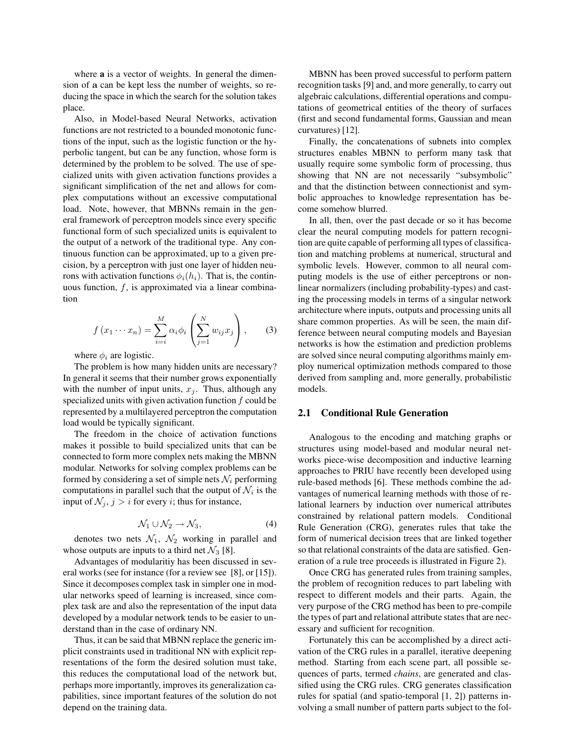where $\mathbf{a}$ is a vector of weights. In general the dimension of $\mathbf{a}$ can be kept less the number of weights, so reducing the space in which the search for the solution takes place.

Also, in Model-based Neural Networks, activation functions are not restricted to a bounded monotonic functions of the input, such as the logistic function or the hyperbolic tangent, but can be any function, whose form is determined by the problem to be solved. The use of specialized units with given activation functions provides a significant simplification of the net and allows for complex computations without an excessive computational load. Note, however, that MBNNs remain in the general framework of perceptron models since every specific functional form of such specialized units is equivalent to the output of a network of the traditional type. Any continuous function can be approximated, up to a given precision, by a perceptron with just one layer of hidden neurons with activation functions $\phi_i(h_i)$. That is, the continuous function, $f$, is approximated via a linear combination

$$f\left(x_1 \cdots x_n\right) = \sum_{i=i}^{M} \alpha_i \phi_i \left( \sum_{j=1}^{N} w_{ij} x_j \right), \qquad (3)$$

where $\phi_i$ are logistic.

The problem is how many hidden units are necessary? In general it seems that their number grows exponentially with the number of input units, $x_j$. Thus, although any specialized units with given activation function $f$ could be represented by a multilayered perceptron the computation load would be typically significant.

The freedom in the choice of activation functions makes it possible to build specialized units that can be connected to form more complex nets making the MBNN modular. Networks for solving complex problems can be formed by considering a set of simple nets $\mathcal{N}_i$ performing computations in parallel such that the output of $\mathcal{N}_i$ is the input of $\mathcal{N}_j$, $j > i$ for every $i$; thus for instance,

$$\mathcal{N}_1 \cup \mathcal{N}_2 \rightarrow \mathcal{N}_3, \qquad (4)$$

denotes two nets $\mathcal{N}_1$, $\mathcal{N}_2$ working in parallel and whose outputs are inputs to a third net $\mathcal{N}_3$ [8].

Advantages of modularitiy has been discussed in several works (see for instance (for a review see [8], or [15]). Since it decomposes complex task in simpler one in modular networks speed of learning is increased, since complex task are and also the representation of the input data developed by a modular network tends to be easier to understand than in the case of ordinary NN.

Thus, it can be said that MBNN replace the generic implicit constraints used in traditional NN with explicit representations of the form the desired solution must take, this reduces the computational load of the network but, perhaps more importantly, improves its generalization capabilities, since important features of the solution do not depend on the training data.

MBNN has been proved successful to perform pattern recognition tasks [9] and, and more generally, to carry out algebraic calculations, differential operations and computations of geometrical entities of the theory of surfaces (first and second fundamental forms, Gaussian and mean curvatures) [12].

Finally, the concatenations of subnets into complex structures enables MBNN to perform many task that usually require some symbolic form of processing, thus showing that NN are not necessarily "subsymbolic" and that the distinction between connectionist and symbolic approaches to knowledge representation has become somehow blurred.

In all, then, over the past decade or so it has become clear the neural computing models for pattern recognition are quite capable of performing all types of classification and matching problems at numerical, structural and symbolic levels. However, common to all neural computing models is the use of either perceptrons or nonlinear normalizers (including probability-types) and casting the processing models in terms of a singular network architecture where inputs, outputs and processing units all share common properties. As will be seen, the main difference between neural computing models and Bayesian networks is how the estimation and prediction problems are solved since neural computing algorithms mainly employ numerical optimization methods compared to those derived from sampling and, more generally, probabilistic models.

## 2.1 Conditional Rule Generation

Analogous to the encoding and matching graphs or structures using model-based and modular neural networks piece-wise decomposition and inductive learning approaches to PRIU have recently been developed using rule-based methods [6]. These methods combine the advantages of numerical learning methods with those of relational learners by induction over numerical attributes constrained by relational pattern models. Conditional Rule Generation (CRG), generates rules that take the form of numerical decision trees that are linked together so that relational constraints of the data are satisfied. Generation of a rule tree proceeds is illustrated in Figure 2).

Once CRG has generated rules from training samples, the problem of recognition reduces to part labeling with respect to different models and their parts. Again, the very purpose of the CRG method has been to pre-compile the types of part and relational attribute states that are necessary and sufficient for recognition.

Fortunately this can be accomplished by a direct activation of the CRG rules in a parallel, iterative deepening method. Starting from each scene part, all possible sequences of parts, termed *chains*, are generated and classified using the CRG rules. CRG generates classification rules for spatial (and spatio-temporal [1, 2]) patterns involving a small number of pattern parts subject to the fol-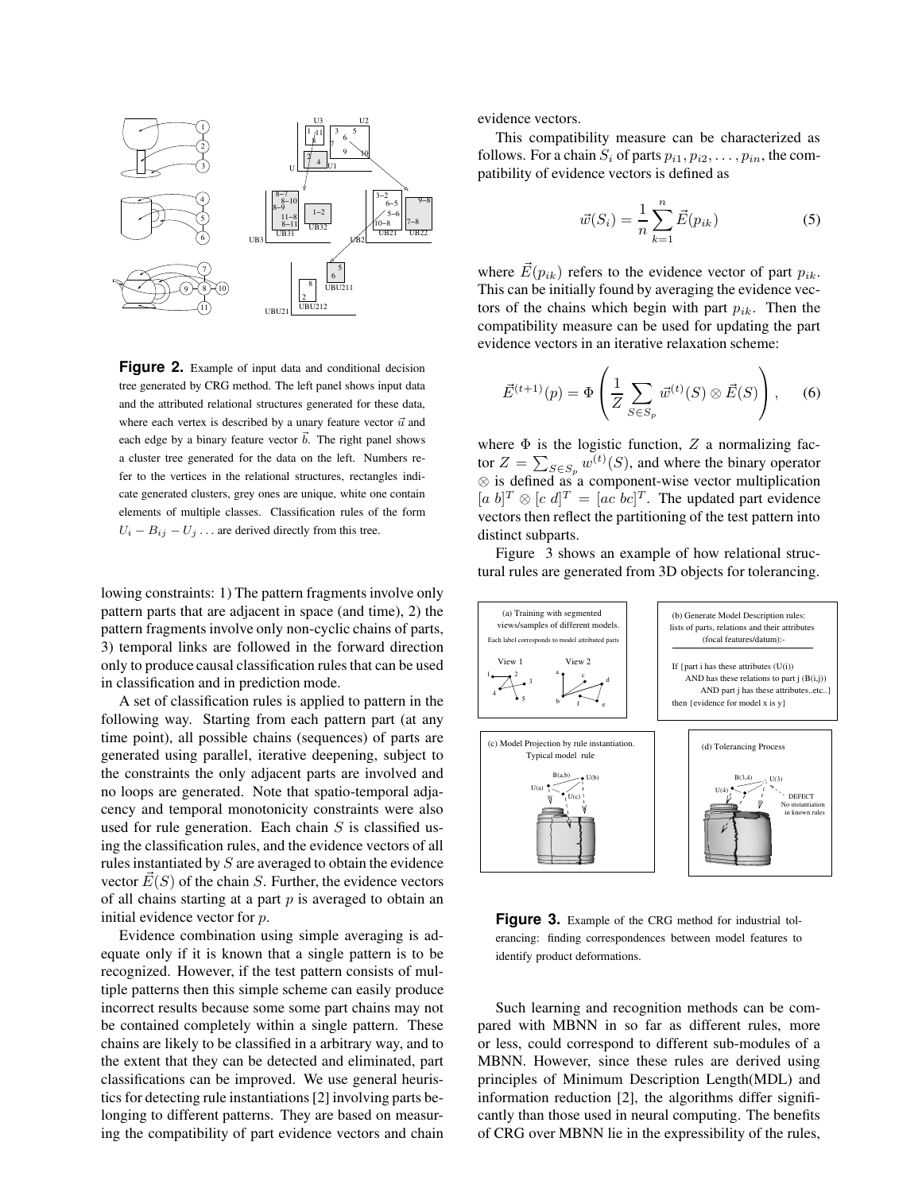**Figure 2.** Example of input data and conditional decision tree generated by CRG method. The left panel shows input data and the attributed relational structures generated for these data, where each vertex is described by a unary feature vector $\vec{u}$ and each edge by a binary feature vector $\vec{b}$. The right panel shows a cluster tree generated for the data on the left. Numbers refer to the vertices in the relational structures, rectangles indicate generated clusters, grey ones are unique, white one contain elements of multiple classes. Classification rules of the form $U_i - B_{ij} - U_j \ldots$ are derived directly from this tree.

lowing constraints: 1) The pattern fragments involve only pattern parts that are adjacent in space (and time), 2) the pattern fragments involve only non-cyclic chains of parts, 3) temporal links are followed in the forward direction only to produce causal classification rules that can be used in classification and in prediction mode.

A set of classification rules is applied to pattern in the following way. Starting from each pattern part (at any time point), all possible chains (sequences) of parts are generated using parallel, iterative deepening, subject to the constraints the only adjacent parts are involved and no loops are generated. Note that spatio-temporal adjacency and temporal monotonicity constraints were also used for rule generation. Each chain $S$ is classified using the classification rules, and the evidence vectors of all rules instantiated by $S$ are averaged to obtain the evidence vector $\vec{E}(S)$ of the chain $S$. Further, the evidence vectors of all chains starting at a part $p$ is averaged to obtain an initial evidence vector for $p$.

Evidence combination using simple averaging is adequate only if it is known that a single pattern is to be recognized. However, if the test pattern consists of multiple patterns then this simple scheme can easily produce incorrect results because some some part chains may not be contained completely within a single pattern. These chains are likely to be classified in a arbitrary way, and to the extent that they can be detected and eliminated, part classifications can be improved. We use general heuristics for detecting rule instantiations [2] involving parts belonging to different patterns. They are based on measuring the compatibility of part evidence vectors and chain evidence vectors.

This compatibility measure can be characterized as follows. For a chain $S_i$ of parts $p_{i1}, p_{i2}, \ldots, p_{in}$, the compatibility of evidence vectors is defined as

$$\vec{w}(S_i) = \frac{1}{n} \sum_{k=1}^{n} \vec{E}(p_{ik}) \tag{5}$$

where $\vec{E}(p_{ik})$ refers to the evidence vector of part $p_{ik}$. This can be initially found by averaging the evidence vectors of the chains which begin with part $p_{ik}$. Then the compatibility measure can be used for updating the part evidence vectors in an iterative relaxation scheme:

$$\vec{E}^{(t+1)}(p) = \Phi\left(\frac{1}{Z} \sum_{S \in S_p} \vec{w}^{(t)}(S) \otimes \vec{E}(S)\right), \tag{6}$$

where $\Phi$ is the logistic function, $Z$ a normalizing factor $Z = \sum_{S \in S_p} w^{(t)}(S)$, and where the binary operator $\otimes$ is defined as a component-wise vector multiplication $[a\ b]^T \otimes [c\ d]^T = [ac\ bc]^T$. The updated part evidence vectors then reflect the partitioning of the test pattern into distinct subparts.

Figure 3 shows an example of how relational structural rules are generated from 3D objects for tolerancing.

**Figure 3.** Example of the CRG method for industrial tolerancing: finding correspondences between model features to identify product deformations.

Such learning and recognition methods can be compared with MBNN in so far as different rules, more or less, could correspond to different sub-modules of a MBNN. However, since these rules are derived using principles of Minimum Description Length(MDL) and information reduction [2], the algorithms differ significantly than those used in neural computing. The benefits of CRG over MBNN lie in the expressibility of the rules,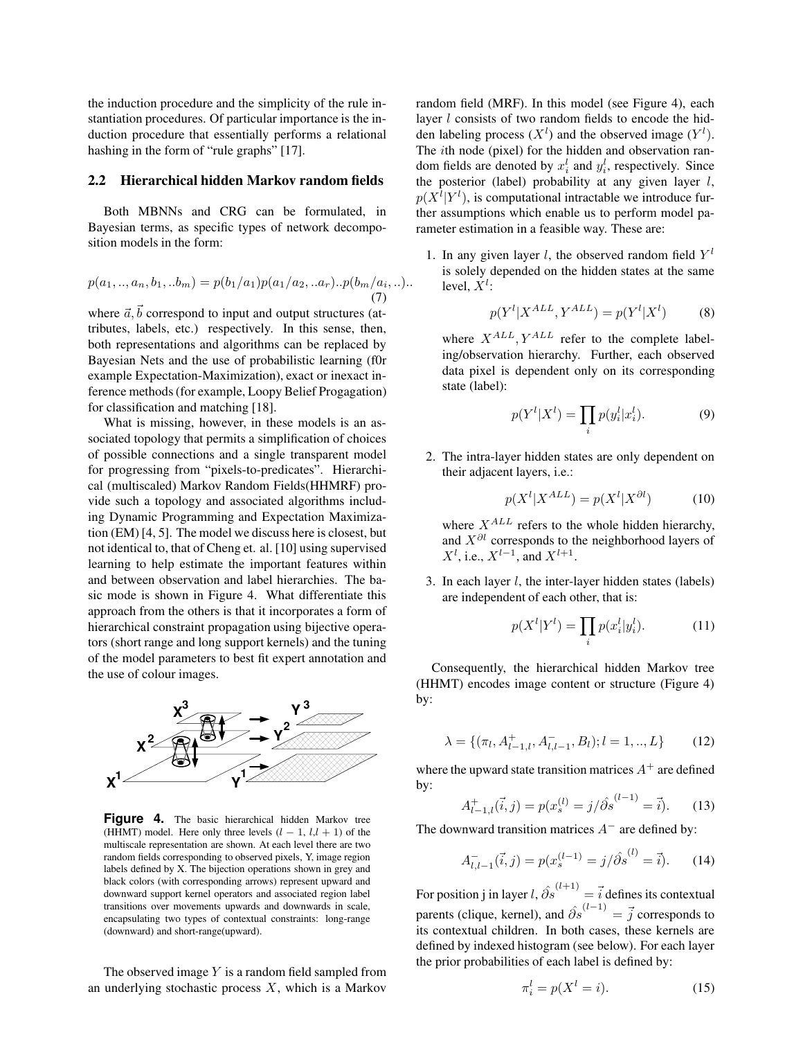the induction procedure and the simplicity of the rule instantiation procedures. Of particular importance is the induction procedure that essentially performs a relational hashing in the form of "rule graphs" [17].

## 2.2 Hierarchical hidden Markov random fields

Both MBNNs and CRG can be formulated, in Bayesian terms, as specific types of network decomposition models in the form:

$$p(a_1, .., a_n, b_1, ..b_m) = p(b_1/a_1)p(a_1/a_2, ..a_r)..p(b_m/a_i, ..).. \quad (7)$$

where $\vec{a}, \vec{b}$ correspond to input and output structures (attributes, labels, etc.) respectively. In this sense, then, both representations and algorithms can be replaced by Bayesian Nets and the use of probabilistic learning (f0r example Expectation-Maximization), exact or inexact inference methods (for example, Loopy Belief Progagation) for classification and matching [18].

What is missing, however, in these models is an associated topology that permits a simplification of choices of possible connections and a single transparent model for progressing from "pixels-to-predicates". Hierarchical (multiscaled) Markov Random Fields(HHMRF) provide such a topology and associated algorithms including Dynamic Programming and Expectation Maximization (EM) [4, 5]. The model we discuss here is closest, but not identical to, that of Cheng et. al. [10] using supervised learning to help estimate the important features within and between observation and label hierarchies. The basic mode is shown in Figure 4. What differentiate this approach from the others is that it incorporates a form of hierarchical constraint propagation using bijective operators (short range and long support kernels) and the tuning of the model parameters to best fit expert annotation and the use of colour images.

**Figure 4.** The basic hierarchical hidden Markov tree (HHMT) model. Here only three levels ($l-1$, $l$,$l+1$) of the multiscale representation are shown. At each level there are two random fields corresponding to observed pixels, Y, image region labels defined by X. The bijection operations shown in grey and black colors (with corresponding arrows) represent upward and downward support kernel operators and associated region label transitions over movements upwards and downwards in scale, encapsulating two types of contextual constraints: long-range (downward) and short-range(upward).

The observed image $Y$ is a random field sampled from an underlying stochastic process $X$, which is a Markov random field (MRF). In this model (see Figure 4), each layer $l$ consists of two random fields to encode the hidden labeling process ($X^l$) and the observed image ($Y^l$). The $i$th node (pixel) for the hidden and observation random fields are denoted by $x_i^l$ and $y_i^l$, respectively. Since the posterior (label) probability at any given layer $l$, $p(X^l|Y^l)$, is computational intractable we introduce further assumptions which enable us to perform model parameter estimation in a feasible way. These are:

1. In any given layer $l$, the observed random field $Y^l$ is solely depended on the hidden states at the same level, $X^l$:

$$p(Y^l|X^{ALL}, Y^{ALL}) = p(Y^l|X^l) \quad (8)$$

   where $X^{ALL}, Y^{ALL}$ refer to the complete labeling/observation hierarchy. Further, each observed data pixel is dependent only on its corresponding state (label):

$$p(Y^l|X^l) = \prod_i p(y_i^l|x_i^l). \quad (9)$$

2. The intra-layer hidden states are only dependent on their adjacent layers, i.e.:

$$p(X^l|X^{ALL}) = p(X^l|X^{\partial l}) \quad (10)$$

   where $X^{ALL}$ refers to the whole hidden hierarchy, and $X^{\partial l}$ corresponds to the neighborhood layers of $X^l$, i.e., $X^{l-1}$, and $X^{l+1}$.

3. In each layer $l$, the inter-layer hidden states (labels) are independent of each other, that is:

$$p(X^l|Y^l) = \prod_i p(x_i^l|y_i^l). \quad (11)$$

Consequently, the hierarchical hidden Markov tree (HHMT) encodes image content or structure (Figure 4) by:

$$\lambda = \{(\pi_l, A^+_{l-1,l}, A^-_{l,l-1}, B_l); l = 1, .., L\} \quad (12)$$

where the upward state transition matrices $A^+$ are defined by:

$$A^+_{l-1,l}(\vec{i}, j) = p(x_s^{(l)} = j/\hat{\partial s}^{(l-1)} = \vec{i}). \quad (13)$$

The downward transition matrices $A^-$ are defined by:

$$A^-_{l,l-1}(\vec{i}, j) = p(x_s^{(l-1)} = j/\hat{\partial s}^{(l)} = \vec{i}). \quad (14)$$

For position j in layer $l$, $\hat{\partial s}^{(l+1)} = \vec{i}$ defines its contextual parents (clique, kernel), and $\hat{\partial s}^{(l-1)} = \vec{j}$ corresponds to its contextual children. In both cases, these kernels are defined by indexed histogram (see below). For each layer the prior probabilities of each label is defined by:

$$\pi_i^l = p(X^l = i). \quad (15)$$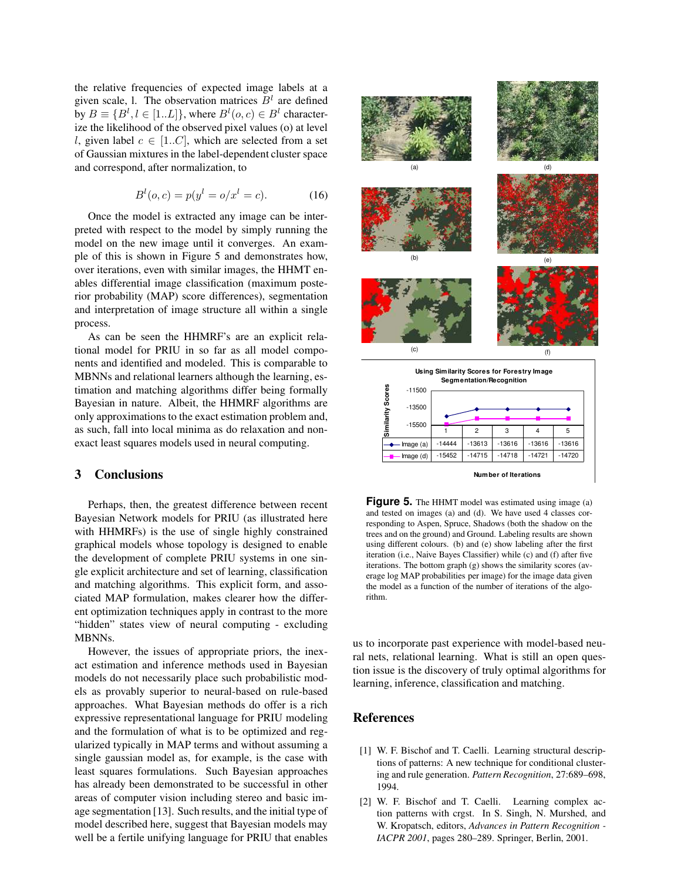the relative frequencies of expected image labels at a given scale, l. The observation matrices $B^l$ are defined by $B \equiv \{B^l, l \in [1..L]\}$, where $B^l(o,c) \in B^l$ characterize the likelihood of the observed pixel values (o) at level $l$, given label $c \in [1..C]$, which are selected from a set of Gaussian mixtures in the label-dependent cluster space and correspond, after normalization, to

$$B^l(o,c) = p(y^l = o / x^l = c). \tag{16}$$

Once the model is extracted any image can be interpreted with respect to the model by simply running the model on the new image until it converges. An example of this is shown in Figure 5 and demonstrates how, over iterations, even with similar images, the HHMT enables differential image classification (maximum posterior probability (MAP) score differences), segmentation and interpretation of image structure all within a single process.

As can be seen the HHMRF's are an explicit relational model for PRIU in so far as all model components and identified and modeled. This is comparable to MBNNs and relational learners although the learning, estimation and matching algorithms differ being formally Bayesian in nature. Albeit, the HHMRF algorithms are only approximations to the exact estimation problem and, as such, fall into local minima as do relaxation and non-exact least squares models used in neural computing.

## 3 Conclusions

Perhaps, then, the greatest difference between recent Bayesian Network models for PRIU (as illustrated here with HHMRFs) is the use of single highly constrained graphical models whose topology is designed to enable the development of complete PRIU systems in one single explicit architecture and set of learning, classification and matching algorithms. This explicit form, and associated MAP formulation, makes clearer how the different optimization techniques apply in contrast to the more "hidden" states view of neural computing - excluding MBNNs.

However, the issues of appropriate priors, the inexact estimation and inference methods used in Bayesian models do not necessarily place such probabilistic models as provably superior to neural-based on rule-based approaches. What Bayesian methods do offer is a rich expressive representational language for PRIU modeling and the formulation of what is to be optimized and regularized typically in MAP terms and without assuming a single gaussian model as, for example, is the case with least squares formulations. Such Bayesian approaches has already been demonstrated to be successful in other areas of computer vision including stereo and basic image segmentation [13]. Such results, and the initial type of model described here, suggest that Bayesian models may well be a fertile unifying language for PRIU that enables us to incorporate past experience with model-based neural nets, relational learning. What is still an open question issue is the discovery of truly optimal algorithms for learning, inference, classification and matching.

Using Similarity Scores for Forestry Image Segmentation/Recognition

| Number of Iterations | 1 | 2 | 3 | 4 | 5 |
|---|---|---|---|---|---|
| Image (a) | -14444 | -13613 | -13616 | -13616 | -13616 |
| Image (d) | -15452 | -14715 | -14718 | -14721 | -14720 |

**Figure 5.** The HHMT model was estimated using image (a) and tested on images (a) and (d). We have used 4 classes corresponding to Aspen, Spruce, Shadows (both the shadow on the trees and on the ground) and Ground. Labeling results are shown using different colours. (b) and (e) show labeling after the first iteration (i.e., Naive Bayes Classifier) while (c) and (f) after five iterations. The bottom graph (g) shows the similarity scores (average log MAP probabilities per image) for the image data given the model as a function of the number of iterations of the algorithm.

## References

[1] W. F. Bischof and T. Caelli. Learning structural descriptions of patterns: A new technique for conditional clustering and rule generation. *Pattern Recognition*, 27:689–698, 1994.

[2] W. F. Bischof and T. Caelli. Learning complex action patterns with crgst. In S. Singh, N. Murshed, and W. Kropatsch, editors, *Advances in Pattern Recognition - IACPR 2001*, pages 280–289. Springer, Berlin, 2001.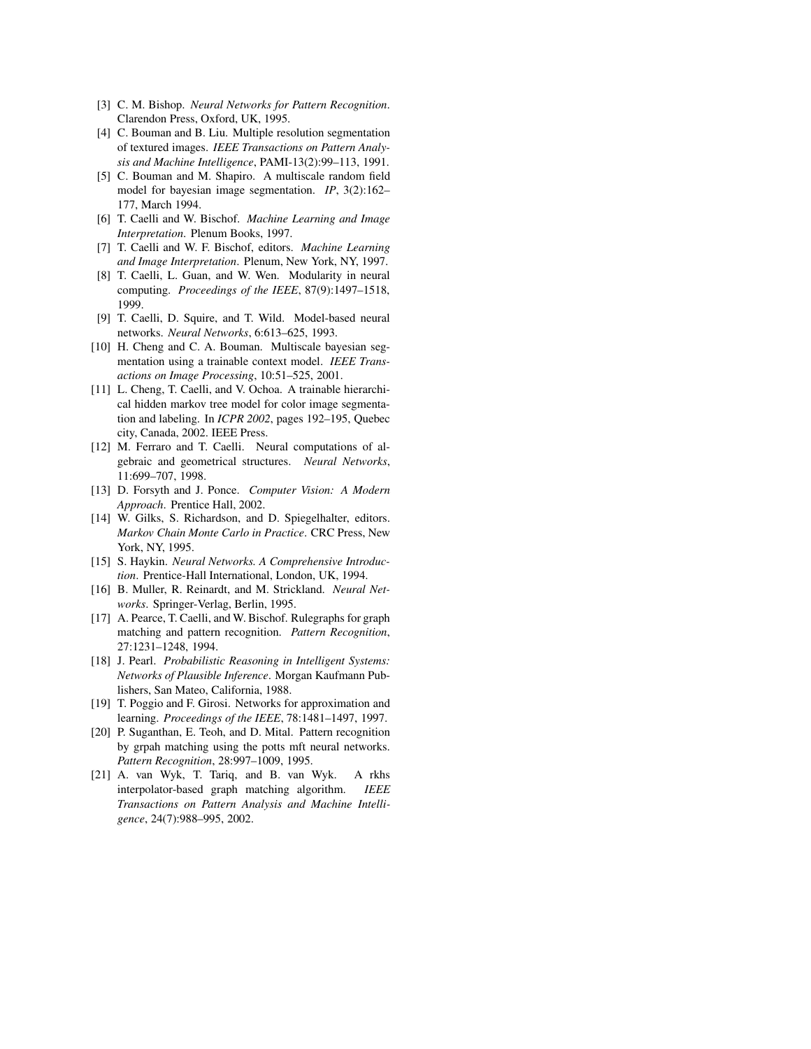[3] C. M. Bishop. *Neural Networks for Pattern Recognition*. Clarendon Press, Oxford, UK, 1995.

[4] C. Bouman and B. Liu. Multiple resolution segmentation of textured images. *IEEE Transactions on Pattern Analysis and Machine Intelligence*, PAMI-13(2):99–113, 1991.

[5] C. Bouman and M. Shapiro. A multiscale random field model for bayesian image segmentation. *IP*, 3(2):162–177, March 1994.

[6] T. Caelli and W. Bischof. *Machine Learning and Image Interpretation*. Plenum Books, 1997.

[7] T. Caelli and W. F. Bischof, editors. *Machine Learning and Image Interpretation*. Plenum, New York, NY, 1997.

[8] T. Caelli, L. Guan, and W. Wen. Modularity in neural computing. *Proceedings of the IEEE*, 87(9):1497–1518, 1999.

[9] T. Caelli, D. Squire, and T. Wild. Model-based neural networks. *Neural Networks*, 6:613–625, 1993.

[10] H. Cheng and C. A. Bouman. Multiscale bayesian segmentation using a trainable context model. *IEEE Transactions on Image Processing*, 10:51–525, 2001.

[11] L. Cheng, T. Caelli, and V. Ochoa. A trainable hierarchical hidden markov tree model for color image segmentation and labeling. In *ICPR 2002*, pages 192–195, Quebec city, Canada, 2002. IEEE Press.

[12] M. Ferraro and T. Caelli. Neural computations of algebraic and geometrical structures. *Neural Networks*, 11:699–707, 1998.

[13] D. Forsyth and J. Ponce. *Computer Vision: A Modern Approach*. Prentice Hall, 2002.

[14] W. Gilks, S. Richardson, and D. Spiegelhalter, editors. *Markov Chain Monte Carlo in Practice*. CRC Press, New York, NY, 1995.

[15] S. Haykin. *Neural Networks. A Comprehensive Introduction*. Prentice-Hall International, London, UK, 1994.

[16] B. Muller, R. Reinardt, and M. Strickland. *Neural Networks*. Springer-Verlag, Berlin, 1995.

[17] A. Pearce, T. Caelli, and W. Bischof. Rulegraphs for graph matching and pattern recognition. *Pattern Recognition*, 27:1231–1248, 1994.

[18] J. Pearl. *Probabilistic Reasoning in Intelligent Systems: Networks of Plausible Inference*. Morgan Kaufmann Publishers, San Mateo, California, 1988.

[19] T. Poggio and F. Girosi. Networks for approximation and learning. *Proceedings of the IEEE*, 78:1481–1497, 1997.

[20] P. Suganthan, E. Teoh, and D. Mital. Pattern recognition by grpah matching using the potts mft neural networks. *Pattern Recognition*, 28:997–1009, 1995.

[21] A. van Wyk, T. Tariq, and B. van Wyk. A rkhs interpolator-based graph matching algorithm. *IEEE Transactions on Pattern Analysis and Machine Intelligence*, 24(7):988–995, 2002.